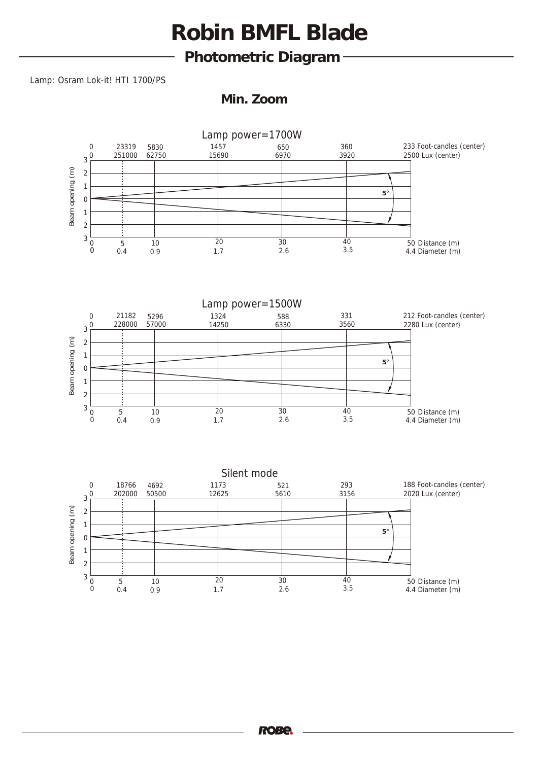# Robin BMFL Blade

## Photometric Diagram

Lamp: Osram Lok-it! HTI 1700/PS

### Min. Zoom

**Lamp power=1700W**

| Distance (m) | 0 | 5 | 10 | 20 | 30 | 40 | 50 |
|---|---|---|---|---|---|---|---|
| Diameter (m) | 0 | 0.4 | 0.9 | 1.7 | 2.6 | 3.5 | 4.4 |
| Foot-candles (center) | 0 | 23319 | 5830 | 1457 | 650 | 360 | 233 |
| Lux (center) | 0 | 251000 | 62750 | 15690 | 6970 | 3920 | 2500 |

Beam opening (m); beam angle 5°

**Lamp power=1500W**

| Distance (m) | 0 | 5 | 10 | 20 | 30 | 40 | 50 |
|---|---|---|---|---|---|---|---|
| Diameter (m) | 0 | 0.4 | 0.9 | 1.7 | 2.6 | 3.5 | 4.4 |
| Foot-candles (center) | 0 | 21182 | 5296 | 1324 | 588 | 331 | 212 |
| Lux (center) | 0 | 228000 | 57000 | 14250 | 6330 | 3560 | 2280 |

Beam opening (m); beam angle 5°

**Silent mode**

| Distance (m) | 0 | 5 | 10 | 20 | 30 | 40 | 50 |
|---|---|---|---|---|---|---|---|
| Diameter (m) | 0 | 0.4 | 0.9 | 1.7 | 2.6 | 3.5 | 4.4 |
| Foot-candles (center) | 0 | 18766 | 4692 | 1173 | 521 | 293 | 188 |
| Lux (center) | 0 | 202000 | 50500 | 12625 | 5610 | 3156 | 2020 |

Beam opening (m); beam angle 5°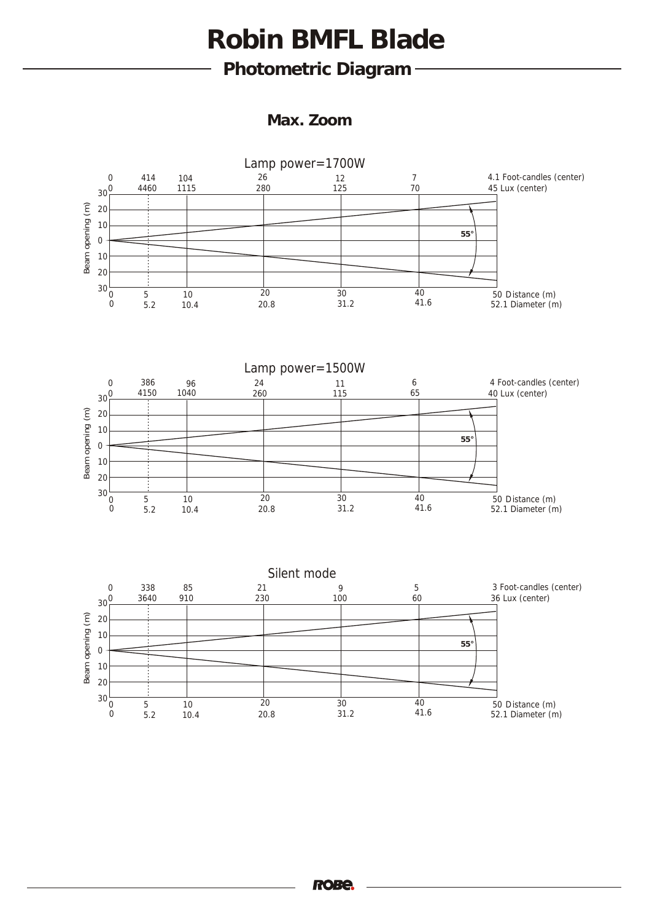# Robin BMFL Blade

## Photometric Diagram

### Max. Zoom

**Lamp power=1700W**

| Distance (m) | 0 | 5 | 10 | 20 | 30 | 40 | 50 |
|---|---|---|---|---|---|---|---|
| Diameter (m) | 0 | 5.2 | 10.4 | 20.8 | 31.2 | 41.6 | 52.1 |
| Foot-candles (center) | 0 | 414 | 104 | 26 | 12 | 7 | 4.1 |
| Lux (center) | 0 | 4460 | 1115 | 280 | 125 | 70 | 45 |

Beam angle: 55°

**Lamp power=1500W**

| Distance (m) | 0 | 5 | 10 | 20 | 30 | 40 | 50 |
|---|---|---|---|---|---|---|---|
| Diameter (m) | 0 | 5.2 | 10.4 | 20.8 | 31.2 | 41.6 | 52.1 |
| Foot-candles (center) | 0 | 386 | 96 | 24 | 11 | 6 | 4 |
| Lux (center) | 0 | 4150 | 1040 | 260 | 115 | 65 | 40 |

Beam angle: 55°

**Silent mode**

| Distance (m) | 0 | 5 | 10 | 20 | 30 | 40 | 50 |
|---|---|---|---|---|---|---|---|
| Diameter (m) | 0 | 5.2 | 10.4 | 20.8 | 31.2 | 41.6 | 52.1 |
| Foot-candles (center) | 0 | 338 | 85 | 21 | 9 | 5 | 3 |
| Lux (center) | 0 | 3640 | 910 | 230 | 100 | 60 | 36 |

Beam angle: 55°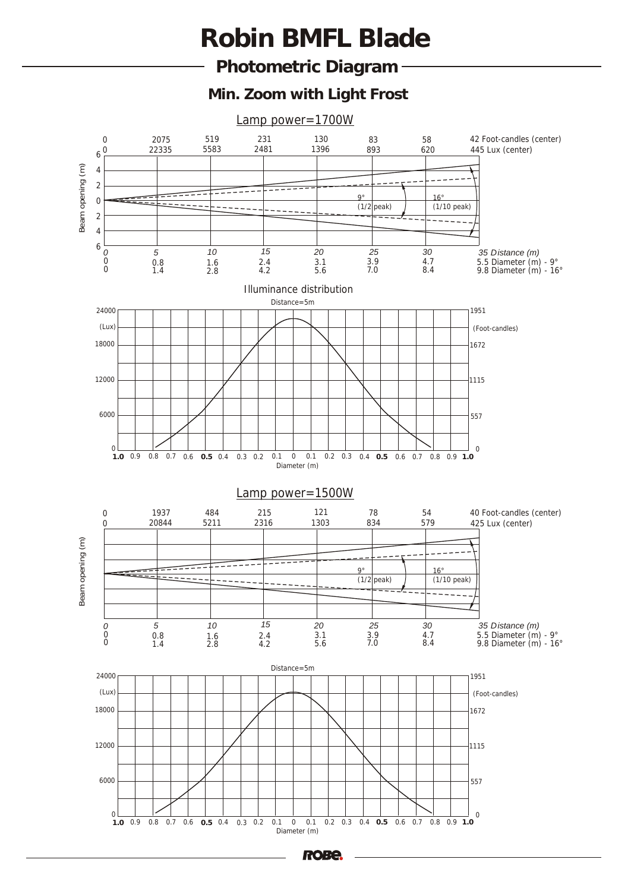# Robin BMFL Blade

## Photometric Diagram

### Min. Zoom with Light Frost

Lamp power=1700W

| Distance (m) | 0 | 5 | 10 | 15 | 20 | 25 | 30 | 35 |
|---|---|---|---|---|---|---|---|---|
| Foot-candles (center) | 0 | 2075 | 519 | 231 | 130 | 83 | 58 | 42 |
| Lux (center) | 0 | 22335 | 5583 | 2481 | 1396 | 893 | 620 | 445 |
| Diameter (m) - 9° | 0 | 0.8 | 1.6 | 2.4 | 3.1 | 3.9 | 4.7 | 5.5 |
| Diameter (m) - 16° | 0 | 1.4 | 2.8 | 4.2 | 5.6 | 7.0 | 8.4 | 9.8 |

Beam opening (m)

9° (1/2 peak)

16° (1/10 peak)

Illuminance distribution

Distance=5m

(Lux) 0, 6000, 12000, 18000, 24000

(Foot-candles) 0, 557, 1115, 1672, 1951

Diameter (m)

Lamp power=1500W

| Distance (m) | 0 | 5 | 10 | 15 | 20 | 25 | 30 | 35 |
|---|---|---|---|---|---|---|---|---|
| Foot-candles (center) | 0 | 1937 | 484 | 215 | 121 | 78 | 54 | 40 |
| Lux (center) | 0 | 20844 | 5211 | 2316 | 1303 | 834 | 579 | 425 |
| Diameter (m) - 9° | 0 | 0.8 | 1.6 | 2.4 | 3.1 | 3.9 | 4.7 | 5.5 |
| Diameter (m) - 16° | 0 | 1.4 | 2.8 | 4.2 | 5.6 | 7.0 | 8.4 | 9.8 |

Beam opening (m)

9° (1/2 peak)

16° (1/10 peak)

Distance=5m

(Lux) 0, 6000, 12000, 18000, 24000

(Foot-candles) 0, 557, 1115, 1672, 1951

Diameter (m)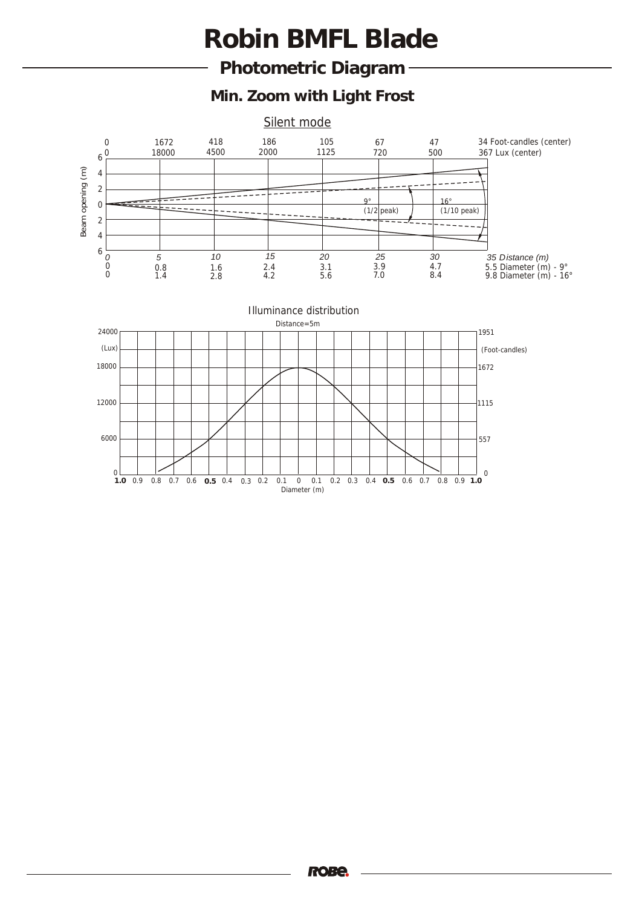# Robin BMFL Blade

## Photometric Diagram

### Min. Zoom with Light Frost

Silent mode

| Distance (m) | 0 | 5 | 10 | 15 | 20 | 25 | 30 | 35 |
|---|---|---|---|---|---|---|---|---|
| Foot-candles (center) | 0 | 1672 | 418 | 186 | 105 | 67 | 47 | 34 |
| Lux (center) | 0 | 18000 | 4500 | 2000 | 1125 | 720 | 500 | 367 |
| Diameter (m) - 9° | 0 | 0.8 | 1.6 | 2.4 | 3.1 | 3.9 | 4.7 | 5.5 |
| Diameter (m) - 16° | 0 | 1.4 | 2.8 | 4.2 | 5.6 | 7.0 | 8.4 | 9.8 |

Beam opening (m)

9° (1/2 peak)

16° (1/10 peak)

Illuminance distribution

Distance=5m

(Lux): 0, 6000, 12000, 18000, 24000

(Foot-candles): 0, 557, 1115, 1672, 1951

Diameter (m): 1.0 0.9 0.8 0.7 0.6 0.5 0.4 0.3 0.2 0.1 0 0.1 0.2 0.3 0.4 0.5 0.6 0.7 0.8 0.9 1.0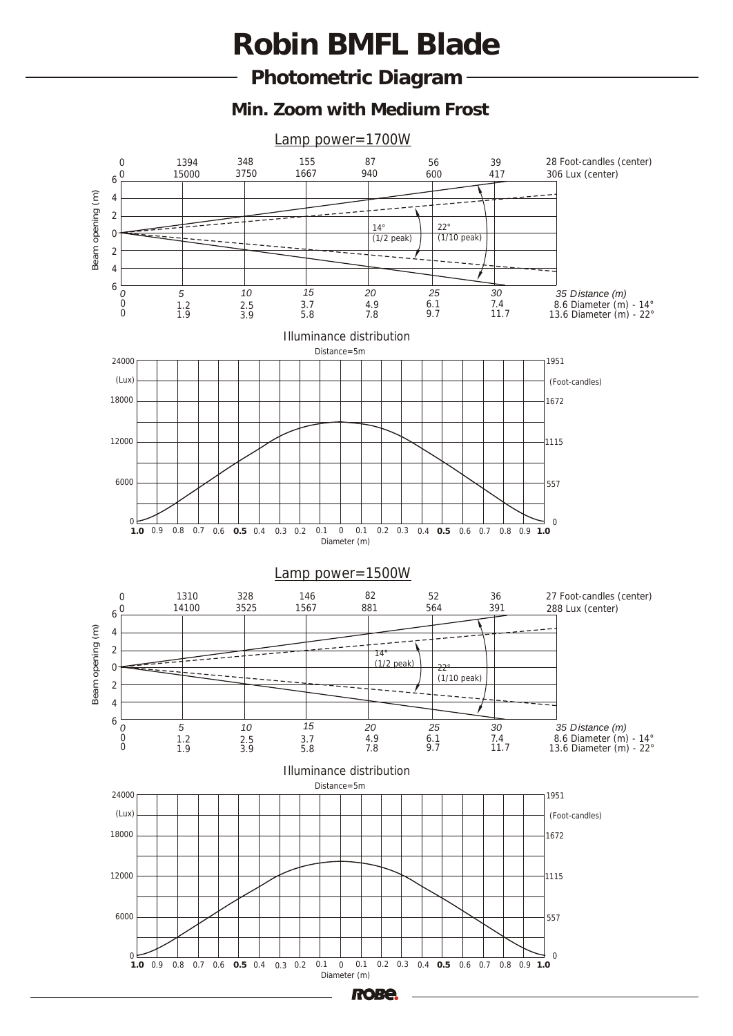# Robin BMFL Blade

## Photometric Diagram

### Min. Zoom with Medium Frost

Lamp power=1700W

| Distance (m) | 0 | 5 | 10 | 15 | 20 | 25 | 30 | 35 |
|---|---|---|---|---|---|---|---|---|
| Foot-candles (center) | 0 | 1394 | 348 | 155 | 87 | 56 | 39 | 28 |
| Lux (center) | 0 | 15000 | 3750 | 1667 | 940 | 600 | 417 | 306 |
| Diameter (m) - 14° | 0 | 1.2 | 2.5 | 3.7 | 4.9 | 6.1 | 7.4 | 8.6 |
| Diameter (m) - 22° | 0 | 1.9 | 3.9 | 5.8 | 7.8 | 9.7 | 11.7 | 13.6 |

14° (1/2 peak)
22° (1/10 peak)

Beam opening (m)

Illuminance distribution
Distance=5m

Lamp power=1500W

| Distance (m) | 0 | 5 | 10 | 15 | 20 | 25 | 30 | 35 |
|---|---|---|---|---|---|---|---|---|
| Foot-candles (center) | 0 | 1310 | 328 | 146 | 82 | 52 | 36 | 27 |
| Lux (center) | 0 | 14100 | 3525 | 1567 | 881 | 564 | 391 | 288 |
| Diameter (m) - 14° | 0 | 1.2 | 2.5 | 3.7 | 4.9 | 6.1 | 7.4 | 8.6 |
| Diameter (m) - 22° | 0 | 1.9 | 3.9 | 5.8 | 7.8 | 9.7 | 11.7 | 13.6 |

14° (1/2 peak)
22° (1/10 peak)

Beam opening (m)

Illuminance distribution
Distance=5m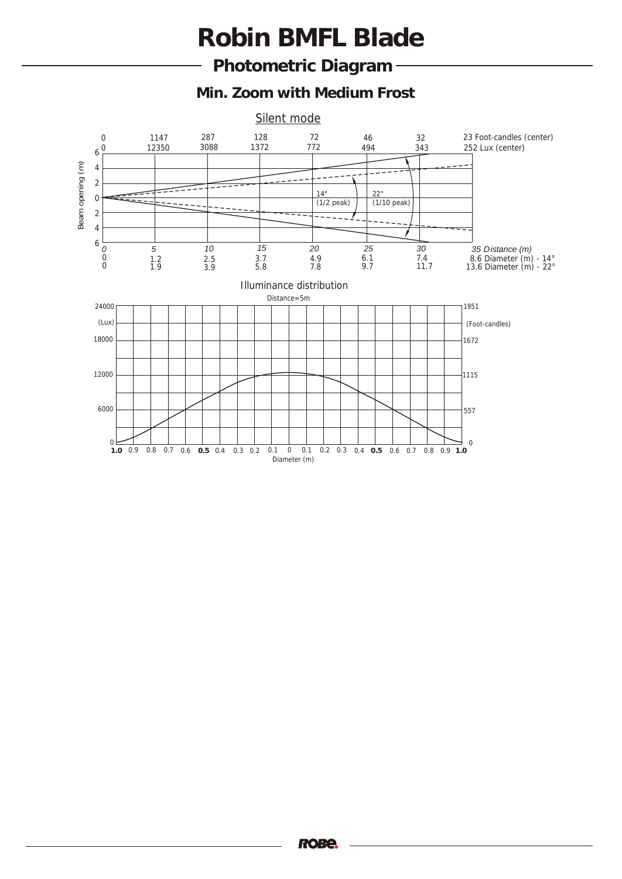# Robin BMFL Blade

## Photometric Diagram

### Min. Zoom with Medium Frost

Silent mode

| Distance (m) | 0 | 5 | 10 | 15 | 20 | 25 | 30 | 35 |
|---|---|---|---|---|---|---|---|---|
| Foot-candles (center) | 0 | 1147 | 287 | 128 | 72 | 46 | 32 | 23 |
| Lux (center) | 0 | 12350 | 3088 | 1372 | 772 | 494 | 343 | 252 |
| Diameter (m) - 14° | 0 | 1.2 | 2.5 | 3.7 | 4.9 | 6.1 | 7.4 | 8.6 |
| Diameter (m) - 22° | 0 | 1.9 | 3.9 | 5.8 | 7.8 | 9.7 | 11.7 | 13.6 |

Beam opening (m)

14° (1/2 peak)

22° (1/10 peak)

Illuminance distribution

Distance=5m

Lux: 0, 6000, 12000, 18000, 24000

Foot-candles: 0, 557, 1115, 1672, 1951

Diameter (m): 1.0 0.9 0.8 0.7 0.6 0.5 0.4 0.3 0.2 0.1 0 0.1 0.2 0.3 0.4 0.5 0.6 0.7 0.8 0.9 1.0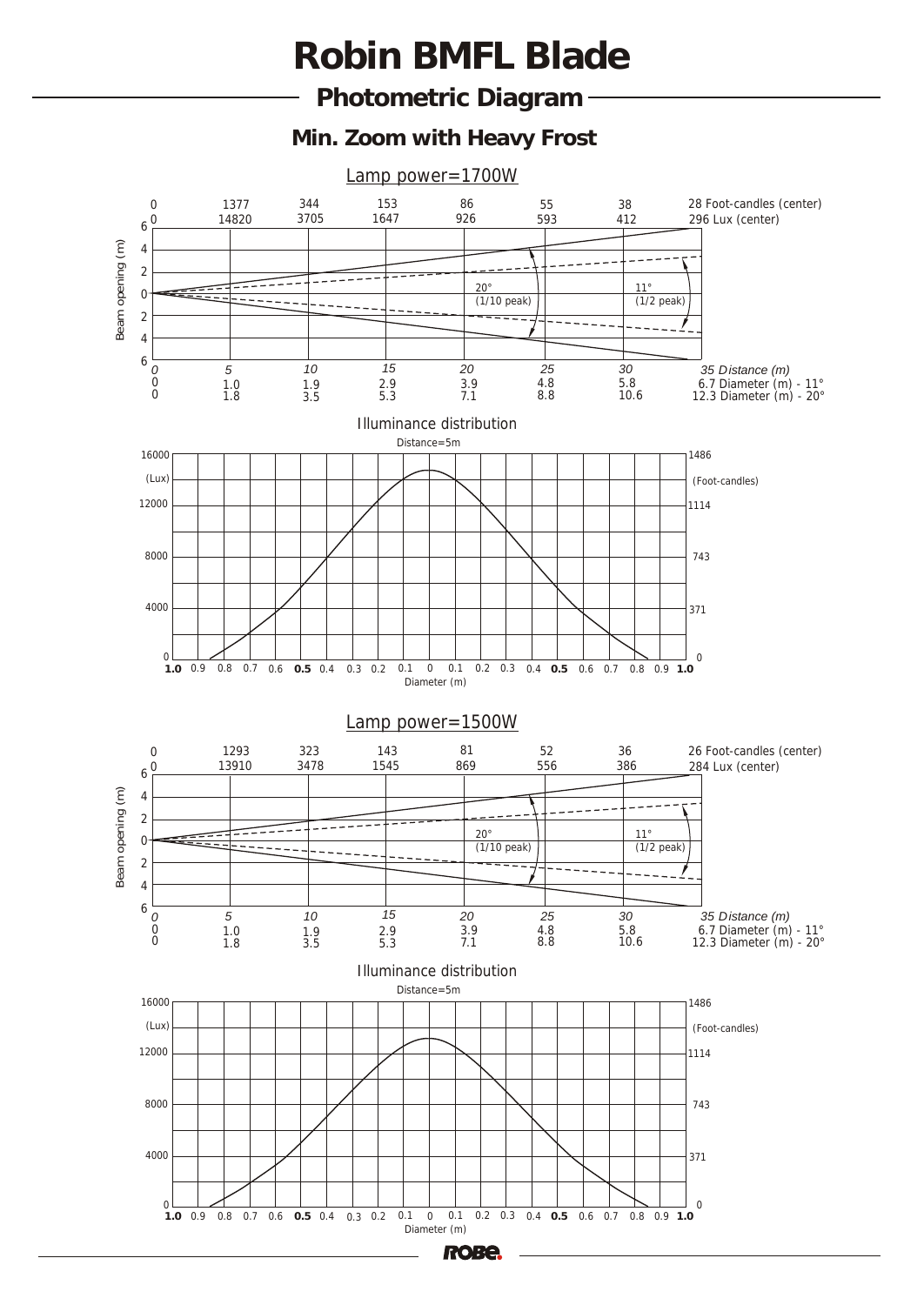# Robin BMFL Blade

## Photometric Diagram

### Min. Zoom with Heavy Frost

Lamp power=1700W

| Distance (m) | 0 | 5 | 10 | 15 | 20 | 25 | 30 | 35 |
|---|---|---|---|---|---|---|---|---|
| Foot-candles (center) | 0 | 1377 | 344 | 153 | 86 | 55 | 38 | 28 |
| Lux (center) | 0 | 14820 | 3705 | 1647 | 926 | 593 | 412 | 296 |
| Diameter (m) - 11° | 0 | 1.0 | 1.9 | 2.9 | 3.9 | 4.8 | 5.8 | 6.7 |
| Diameter (m) - 20° | 0 | 1.8 | 3.5 | 5.3 | 7.1 | 8.8 | 10.6 | 12.3 |

Beam opening (m)

20° (1/10 peak)

11° (1/2 peak)

Illuminance distribution

Distance=5m

(Lux) / (Foot-candles)

Diameter (m)

Lamp power=1500W

| Distance (m) | 0 | 5 | 10 | 15 | 20 | 25 | 30 | 35 |
|---|---|---|---|---|---|---|---|---|
| Foot-candles (center) | 0 | 1293 | 323 | 143 | 81 | 52 | 36 | 26 |
| Lux (center) | 0 | 13910 | 3478 | 1545 | 869 | 556 | 386 | 284 |
| Diameter (m) - 11° | 0 | 1.0 | 1.9 | 2.9 | 3.9 | 4.8 | 5.8 | 6.7 |
| Diameter (m) - 20° | 0 | 1.8 | 3.5 | 5.3 | 7.1 | 8.8 | 10.6 | 12.3 |

Beam opening (m)

20° (1/10 peak)

11° (1/2 peak)

Illuminance distribution

Distance=5m

(Lux) / (Foot-candles)

Diameter (m)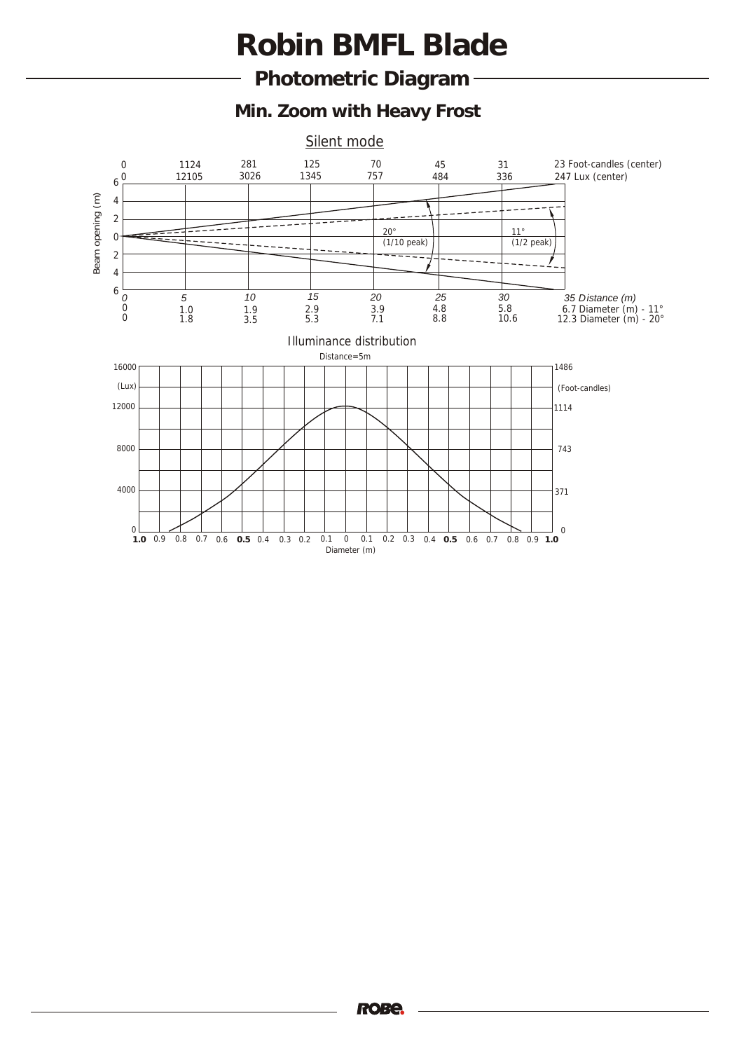# Robin BMFL Blade

## Photometric Diagram

### Min. Zoom with Heavy Frost

Silent mode

| Distance (m) | 0 | 5 | 10 | 15 | 20 | 25 | 30 | 35 |
|---|---|---|---|---|---|---|---|---|
| Foot-candles (center) | 0 | 1124 | 281 | 125 | 70 | 45 | 31 | 23 |
| Lux (center) | 0 | 12105 | 3026 | 1345 | 757 | 484 | 336 | 247 |
| Diameter (m) - 11° | 0 | 1.0 | 1.9 | 2.9 | 3.9 | 4.8 | 5.8 | 6.7 |
| Diameter (m) - 20° | 0 | 1.8 | 3.5 | 5.3 | 7.1 | 8.8 | 10.6 | 12.3 |

Beam opening (m)

20° (1/10 peak)

11° (1/2 peak)

Illuminance distribution

Distance=5m

(Lux): 0, 4000, 8000, 12000, 16000

(Foot-candles): 0, 371, 743, 1114, 1486

Diameter (m): 1.0 0.9 0.8 0.7 0.6 0.5 0.4 0.3 0.2 0.1 0 0.1 0.2 0.3 0.4 0.5 0.6 0.7 0.8 0.9 1.0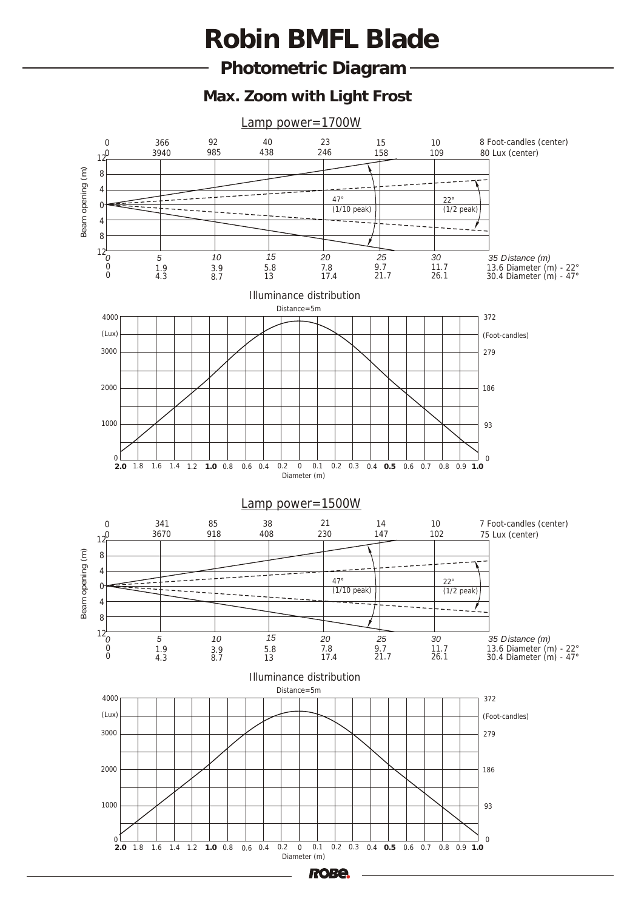# Robin BMFL Blade

## Photometric Diagram

### Max. Zoom with Light Frost

Lamp power=1700W

| Distance (m) | 0 | 5 | 10 | 15 | 20 | 25 | 30 | 35 |
|---|---|---|---|---|---|---|---|---|
| Foot-candles (center) | 0 | 366 | 92 | 40 | 23 | 15 | 10 | 8 |
| Lux (center) | 0 | 3940 | 985 | 438 | 246 | 158 | 109 | 80 |
| Diameter (m) - 22° | 0 | 1.9 | 3.9 | 5.8 | 7.8 | 9.7 | 11.7 | 13.6 |
| Diameter (m) - 47° | 0 | 4.3 | 8.7 | 13 | 17.4 | 21.7 | 26.1 | 30.4 |

Beam opening (m)

47° (1/10 peak)

22° (1/2 peak)

Illuminance distribution

Distance=5m

(Lux) 0 – 4000; (Foot-candles) 0, 93, 186, 279, 372

Diameter (m): 2.0 1.8 1.6 1.4 1.2 1.0 0.8 0.6 0.4 0.2 0 0.1 0.2 0.3 0.4 0.5 0.6 0.7 0.8 0.9 1.0

Lamp power=1500W

| Distance (m) | 0 | 5 | 10 | 15 | 20 | 25 | 30 | 35 |
|---|---|---|---|---|---|---|---|---|
| Foot-candles (center) | 0 | 341 | 85 | 38 | 21 | 14 | 10 | 7 |
| Lux (center) | 0 | 3670 | 918 | 408 | 230 | 147 | 102 | 75 |
| Diameter (m) - 22° | 0 | 1.9 | 3.9 | 5.8 | 7.8 | 9.7 | 11.7 | 13.6 |
| Diameter (m) - 47° | 0 | 4.3 | 8.7 | 13 | 17.4 | 21.7 | 26.1 | 30.4 |

Beam opening (m)

47° (1/10 peak)

22° (1/2 peak)

Illuminance distribution

Distance=5m

(Lux) 0 – 4000; (Foot-candles) 0, 93, 186, 279, 372

Diameter (m): 2.0 1.8 1.6 1.4 1.2 1.0 0.8 0.6 0.4 0.2 0 0.1 0.2 0.3 0.4 0.5 0.6 0.7 0.8 0.9 1.0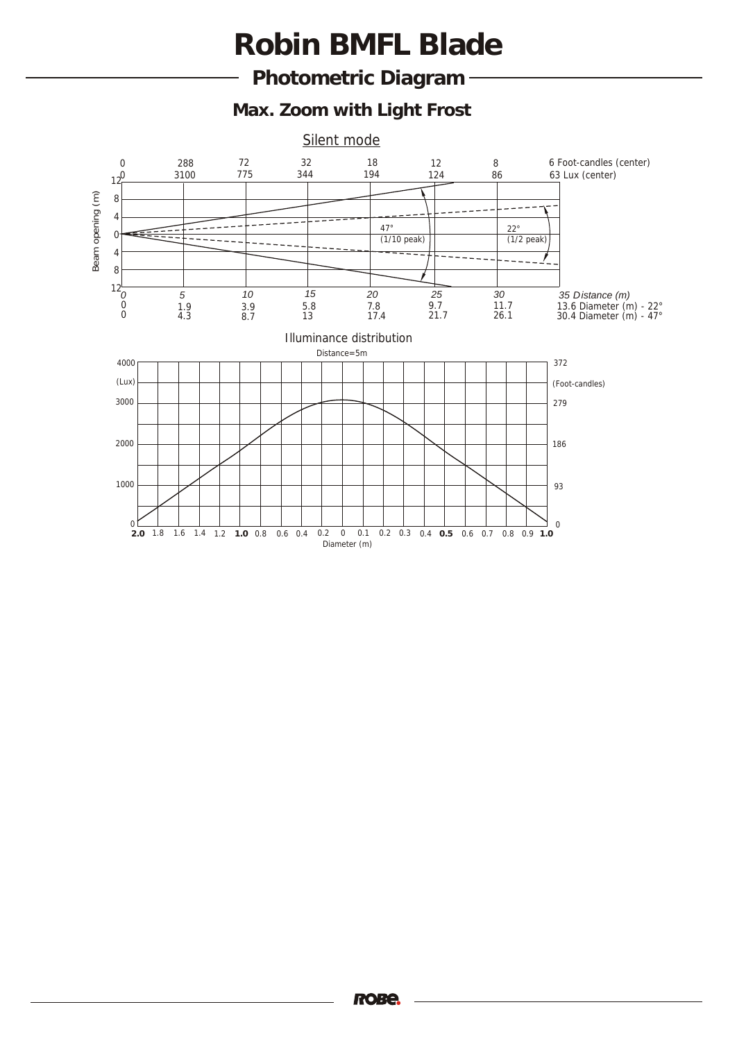# Robin BMFL Blade

## Photometric Diagram

### Max. Zoom with Light Frost

Silent mode

| Distance (m) | 0 | 5 | 10 | 15 | 20 | 25 | 30 | 35 |
|---|---|---|---|---|---|---|---|---|
| Foot-candles (center) | 0 | 288 | 72 | 32 | 18 | 12 | 8 | 6 |
| Lux (center) | 0 | 3100 | 775 | 344 | 194 | 124 | 86 | 63 |
| Diameter (m) - 22° | 0 | 1.9 | 3.9 | 5.8 | 7.8 | 9.7 | 11.7 | 13.6 |
| Diameter (m) - 47° | 0 | 4.3 | 8.7 | 13 | 17.4 | 21.7 | 26.1 | 30.4 |

47° (1/10 peak)

22° (1/2 peak)

Beam opening (m)

Illuminance distribution

Distance=5m

Lux: 0, 1000, 2000, 3000, 4000

Foot-candles: 0, 93, 186, 279, 372

Diameter (m): 2.0 1.8 1.6 1.4 1.2 1.0 0.8 0.6 0.4 0.2 0 0.1 0.2 0.3 0.4 0.5 0.6 0.7 0.8 0.9 1.0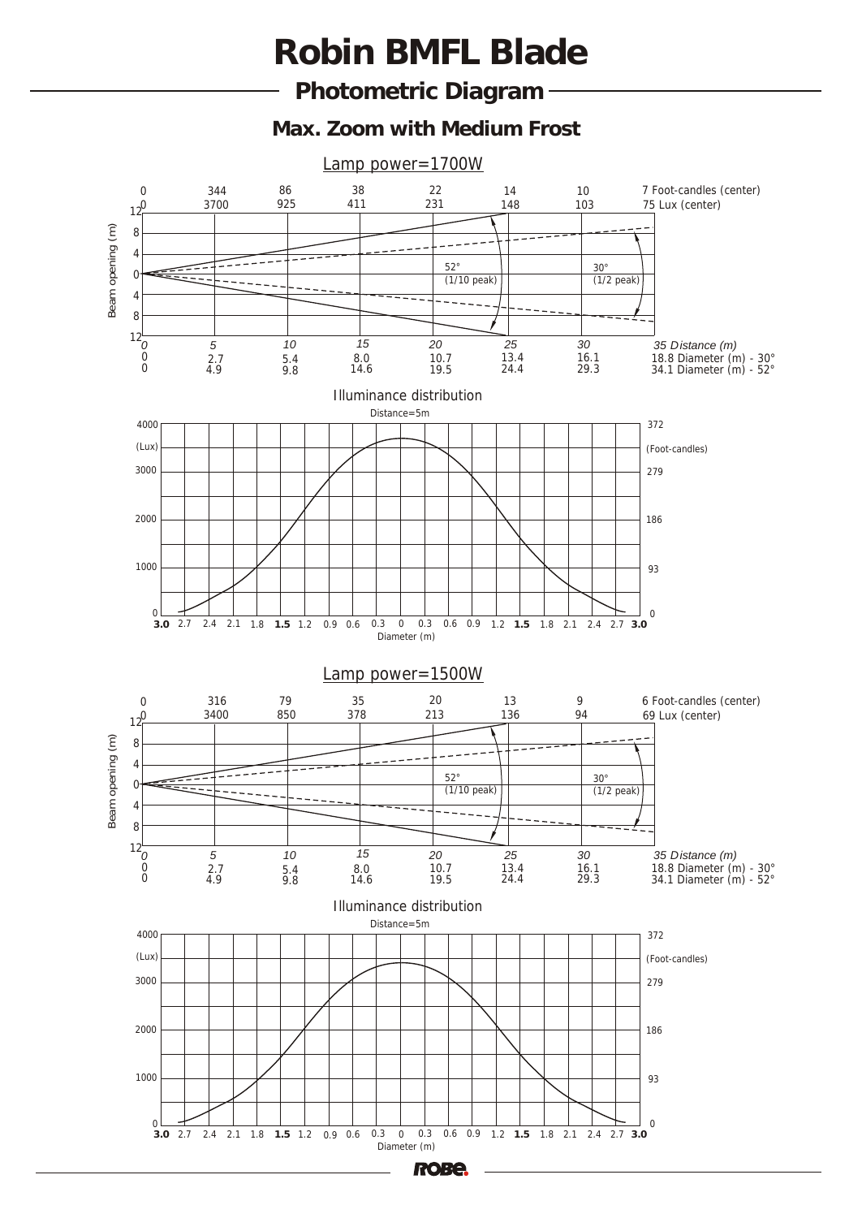# Robin BMFL Blade

## Photometric Diagram

### Max. Zoom with Medium Frost

**Lamp power=1700W**

| Distance (m) | 0 | 5 | 10 | 15 | 20 | 25 | 30 | 35 |
|---|---|---|---|---|---|---|---|---|
| Foot-candles (center) | 0 | 344 | 86 | 38 | 22 | 14 | 10 | 7 |
| Lux (center) | 0 | 3700 | 925 | 411 | 231 | 148 | 103 | 75 |
| Diameter (m) - 30° | 0 | 2.7 | 5.4 | 8.0 | 10.7 | 13.4 | 16.1 | 18.8 |
| Diameter (m) - 52° | 0 | 4.9 | 9.8 | 14.6 | 19.5 | 24.4 | 29.3 | 34.1 |

52° (1/10 peak)
30° (1/2 peak)

Beam opening (m)

Illuminance distribution

Distance=5m

(Lux) 0 – 1000 – 2000 – 3000 – 4000
(Foot-candles) 0 – 93 – 186 – 279 – 372

Diameter (m): 3.0 2.7 2.4 2.1 1.8 1.5 1.2 0.9 0.6 0.3 0 0.3 0.6 0.9 1.2 1.5 1.8 2.1 2.4 2.7 3.0

**Lamp power=1500W**

| Distance (m) | 0 | 5 | 10 | 15 | 20 | 25 | 30 | 35 |
|---|---|---|---|---|---|---|---|---|
| Foot-candles (center) | 0 | 316 | 79 | 35 | 20 | 13 | 9 | 6 |
| Lux (center) | 0 | 3400 | 850 | 378 | 213 | 136 | 94 | 69 |
| Diameter (m) - 30° | 0 | 2.7 | 5.4 | 8.0 | 10.7 | 13.4 | 16.1 | 18.8 |
| Diameter (m) - 52° | 0 | 4.9 | 9.8 | 14.6 | 19.5 | 24.4 | 29.3 | 34.1 |

52° (1/10 peak)
30° (1/2 peak)

Beam opening (m)

Illuminance distribution

Distance=5m

(Lux) 0 – 1000 – 2000 – 3000 – 4000
(Foot-candles) 0 – 93 – 186 – 279 – 372

Diameter (m): 3.0 2.7 2.4 2.1 1.8 1.5 1.2 0.9 0.6 0.3 0 0.3 0.6 0.9 1.2 1.5 1.8 2.1 2.4 2.7 3.0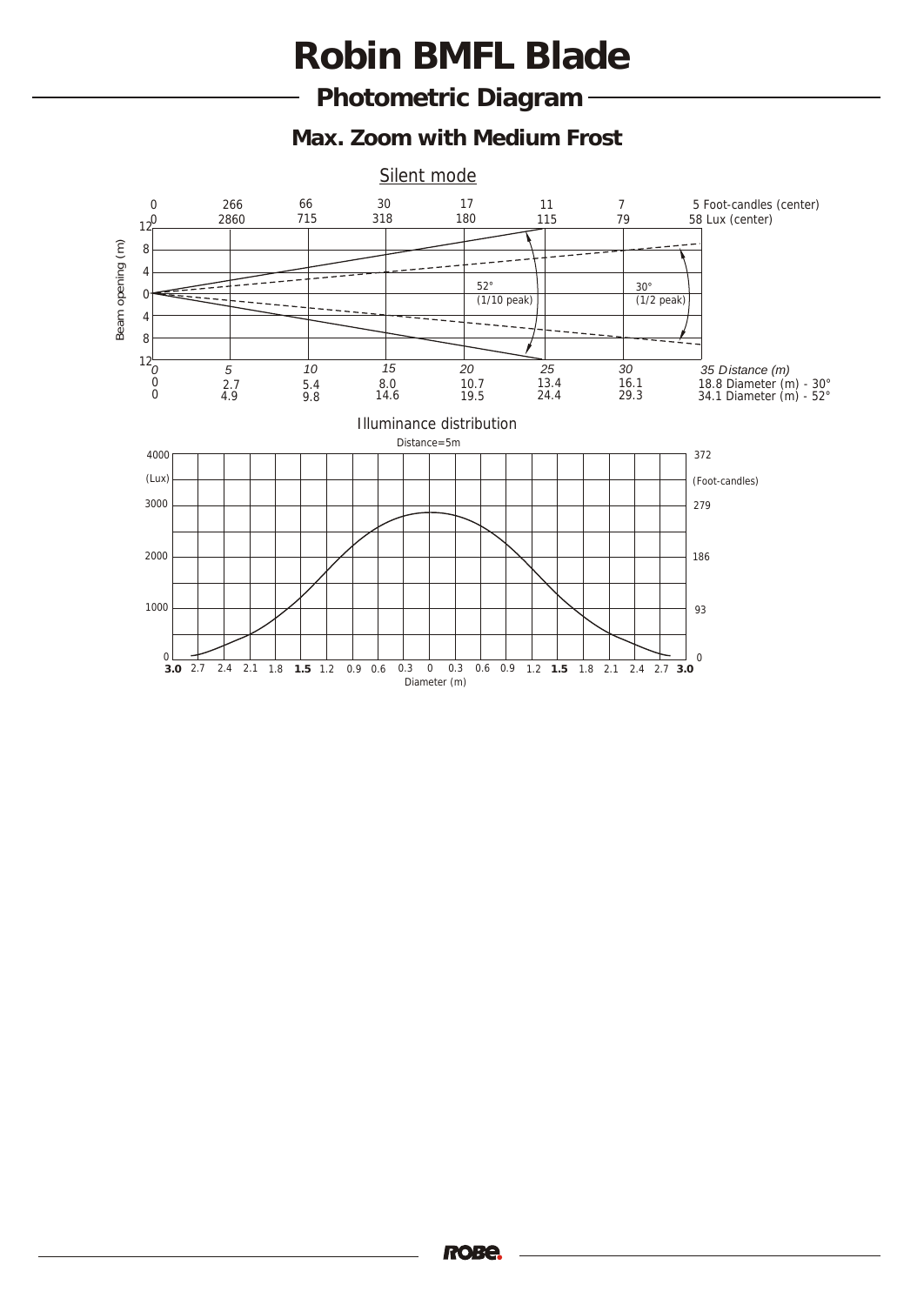# Robin BMFL Blade

## Photometric Diagram

### Max. Zoom with Medium Frost

Silent mode

| Distance (m) | 0 | 5 | 10 | 15 | 20 | 25 | 30 | 35 |
|---|---|---|---|---|---|---|---|---|
| Foot-candles (center) | 0 | 266 | 66 | 30 | 17 | 11 | 7 | 5 |
| Lux (center) | 0 | 2860 | 715 | 318 | 180 | 115 | 79 | 58 |
| Diameter (m) - 30° | 0 | 2.7 | 5.4 | 8.0 | 10.7 | 13.4 | 16.1 | 18.8 |
| Diameter (m) - 52° | 0 | 4.9 | 9.8 | 14.6 | 19.5 | 24.4 | 29.3 | 34.1 |

Beam opening (m)

52° (1/10 peak)

30° (1/2 peak)

Illuminance distribution

Distance=5m

| Lux | Foot-candles |
|---|---|
| 4000 | 372 |
| 3000 | 279 |
| 2000 | 186 |
| 1000 | 93 |
| 0 | 0 |

Diameter (m): 3.0 2.7 2.4 2.1 1.8 1.5 1.2 0.9 0.6 0.3 0 0.3 0.6 0.9 1.2 1.5 1.8 2.1 2.4 2.7 3.0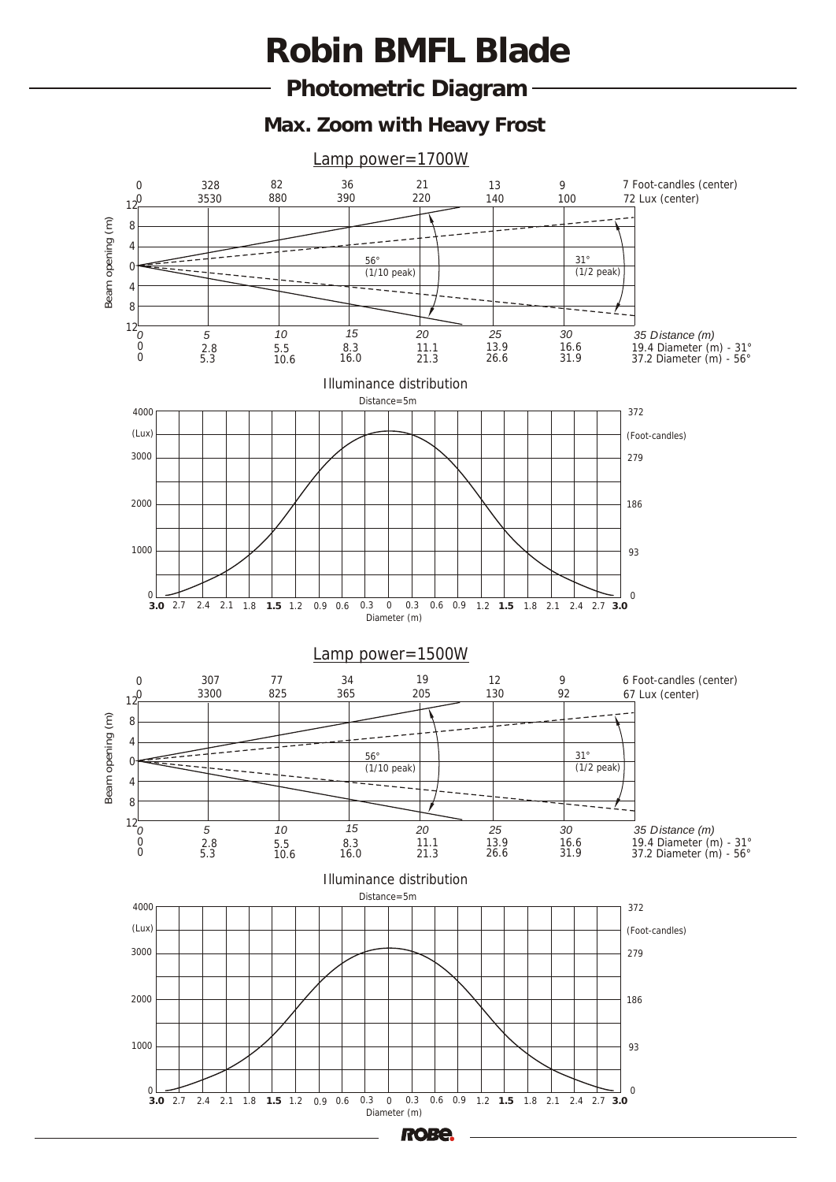# Robin BMFL Blade

## Photometric Diagram

### Max. Zoom with Heavy Frost

#### Lamp power=1700W

| Distance (m) | 0 | 5 | 10 | 15 | 20 | 25 | 30 | 35 |
|---|---|---|---|---|---|---|---|---|
| Foot-candles (center) | 0 | 328 | 82 | 36 | 21 | 13 | 9 | 7 |
| Lux (center) | 0 | 3530 | 880 | 390 | 220 | 140 | 100 | 72 |
| Diameter (m) - 31° | 0 | 2.8 | 5.5 | 8.3 | 11.1 | 13.9 | 16.6 | 19.4 |
| Diameter (m) - 56° | 0 | 5.3 | 10.6 | 16.0 | 21.3 | 26.6 | 31.9 | 37.2 |

56° (1/10 peak)
31° (1/2 peak)

Illuminance distribution

Distance=5m

#### Lamp power=1500W

| Distance (m) | 0 | 5 | 10 | 15 | 20 | 25 | 30 | 35 |
|---|---|---|---|---|---|---|---|---|
| Foot-candles (center) | 0 | 307 | 77 | 34 | 19 | 12 | 9 | 6 |
| Lux (center) | 0 | 3300 | 825 | 365 | 205 | 130 | 92 | 67 |
| Diameter (m) - 31° | 0 | 2.8 | 5.5 | 8.3 | 11.1 | 13.9 | 16.6 | 19.4 |
| Diameter (m) - 56° | 0 | 5.3 | 10.6 | 16.0 | 21.3 | 26.6 | 31.9 | 37.2 |

56° (1/10 peak)
31° (1/2 peak)

Illuminance distribution

Distance=5m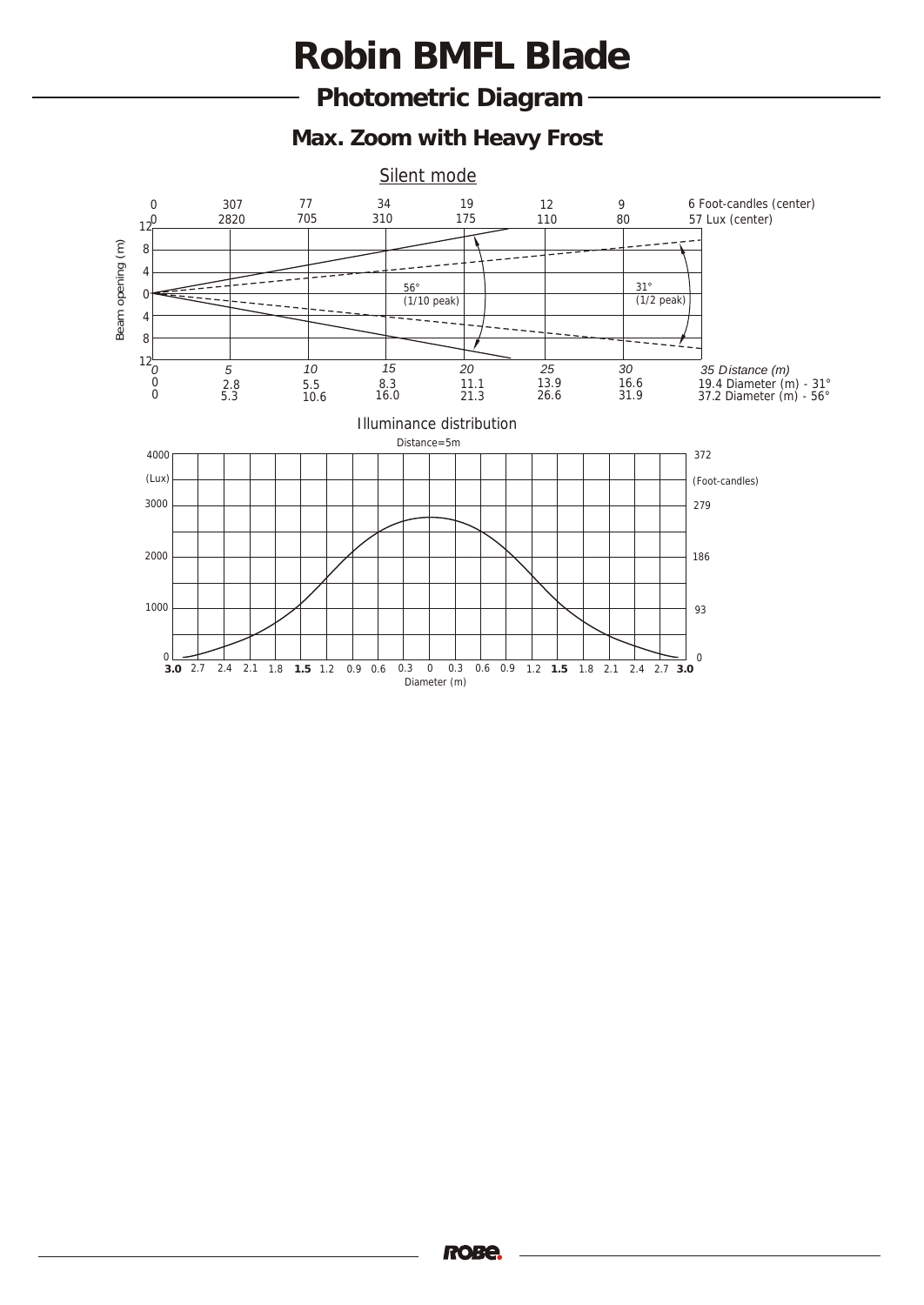# Robin BMFL Blade

## Photometric Diagram

### Max. Zoom with Heavy Frost

Silent mode

0 307 77 34 19 12 9 6 Foot-candles (center)

0 2820 705 310 175 110 80 57 Lux (center)

Beam opening (m)

12 8 4 0 4 8 12

56° (1/10 peak)

31° (1/2 peak)

0 5 10 15 20 25 30 35 Distance (m)

0 2.8 5.5 8.3 11.1 13.9 16.6 19.4 Diameter (m) - 31°

0 5.3 10.6 16.0 21.3 26.6 31.9 37.2 Diameter (m) - 56°

Illuminance distribution

Distance=5m

4000 (Lux) 3000 2000 1000 0

372 (Foot-candles) 279 186 93 0

**3.0** 2.7 2.4 2.1 1.8 **1.5** 1.2 0.9 0.6 0.3 0 0.3 0.6 0.9 1.2 **1.5** 1.8 2.1 2.4 2.7 **3.0**

Diameter (m)